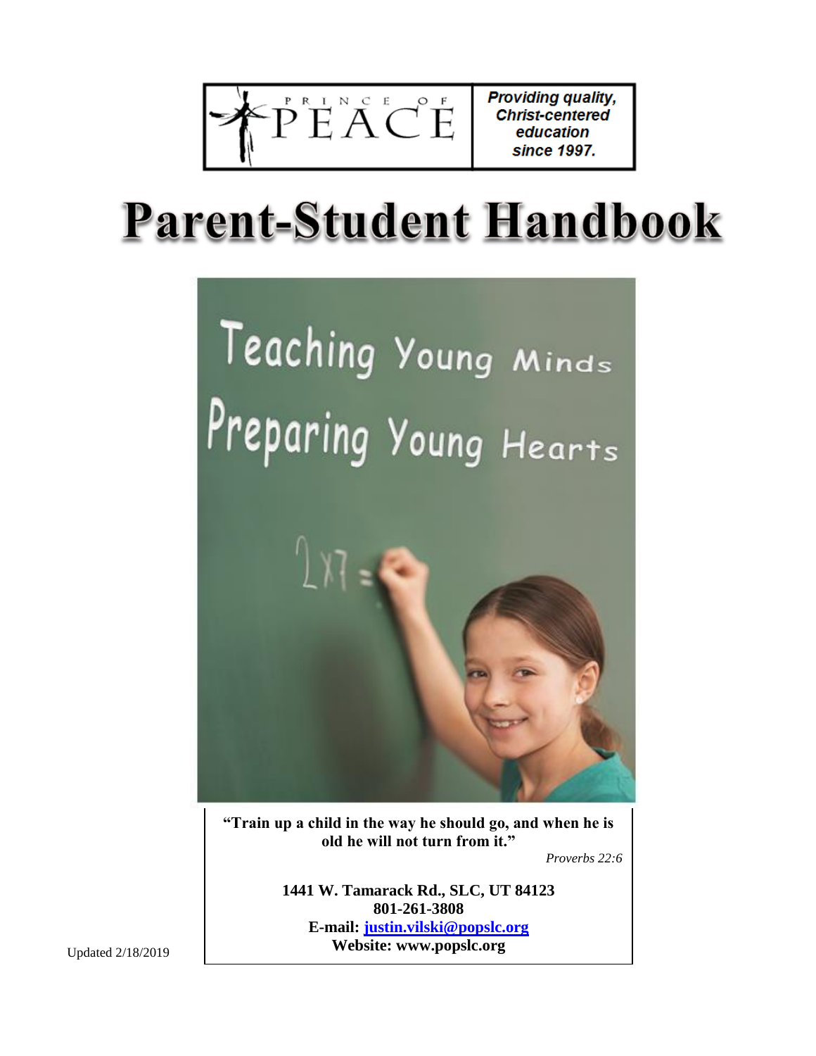PRINCE OF PEACE

*Providing quality, Christ-centered education since 1997.*

# Parent-Student Handbook

Teaching Young Minds

Preparing Young Hearts

**"Train up a child in the way he should go, and when he is old he will not turn from it."**

*Proverbs 22:6*

**1441 W. Tamarack Rd., SLC, UT 84123**
**801-261-3808**
**E-mail: justin.vilski@popslc.org**
**Website: www.popslc.org**

Updated 2/18/2019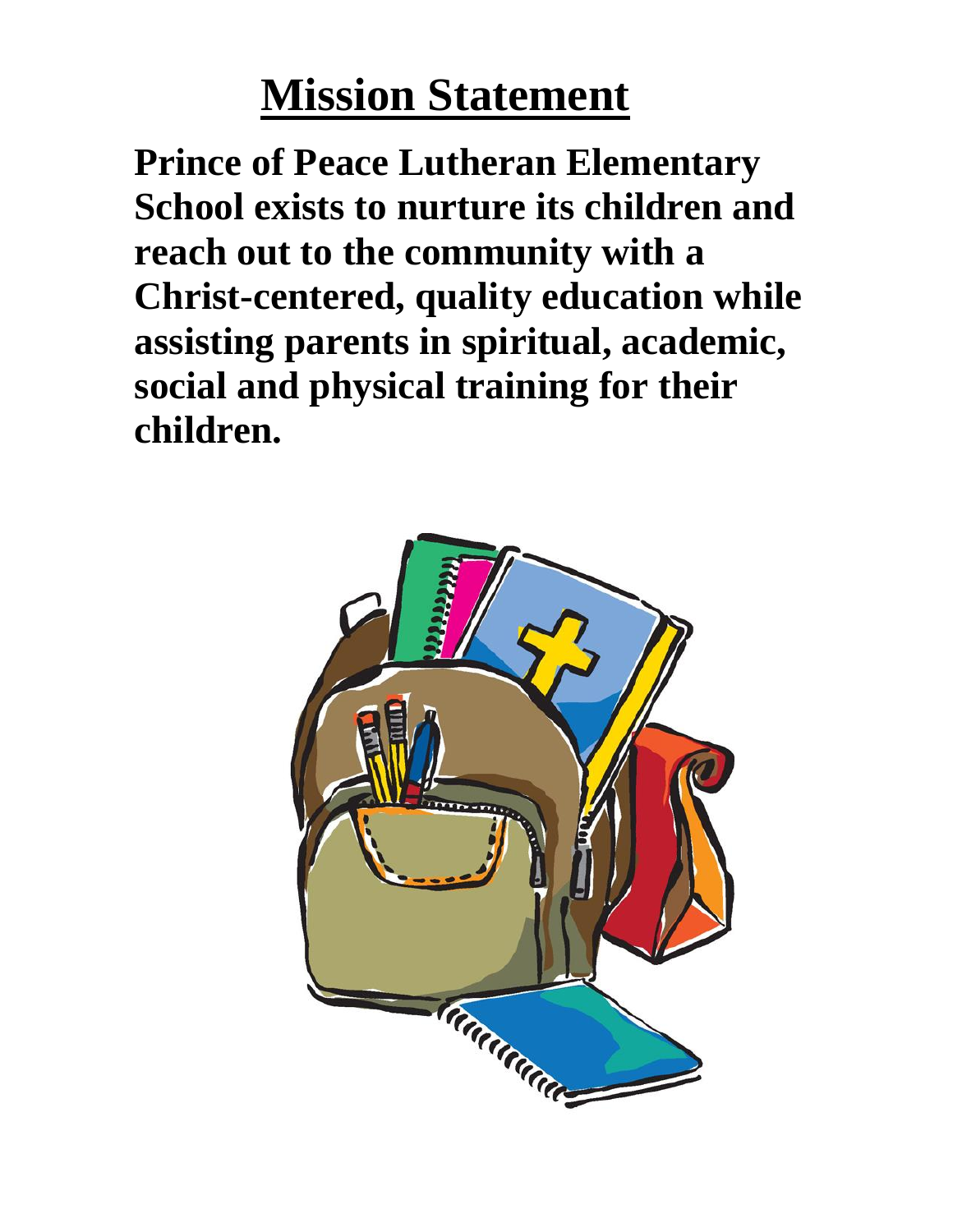# Mission Statement

**Prince of Peace Lutheran Elementary School exists to nurture its children and reach out to the community with a Christ-centered, quality education while assisting parents in spiritual, academic, social and physical training for their children.**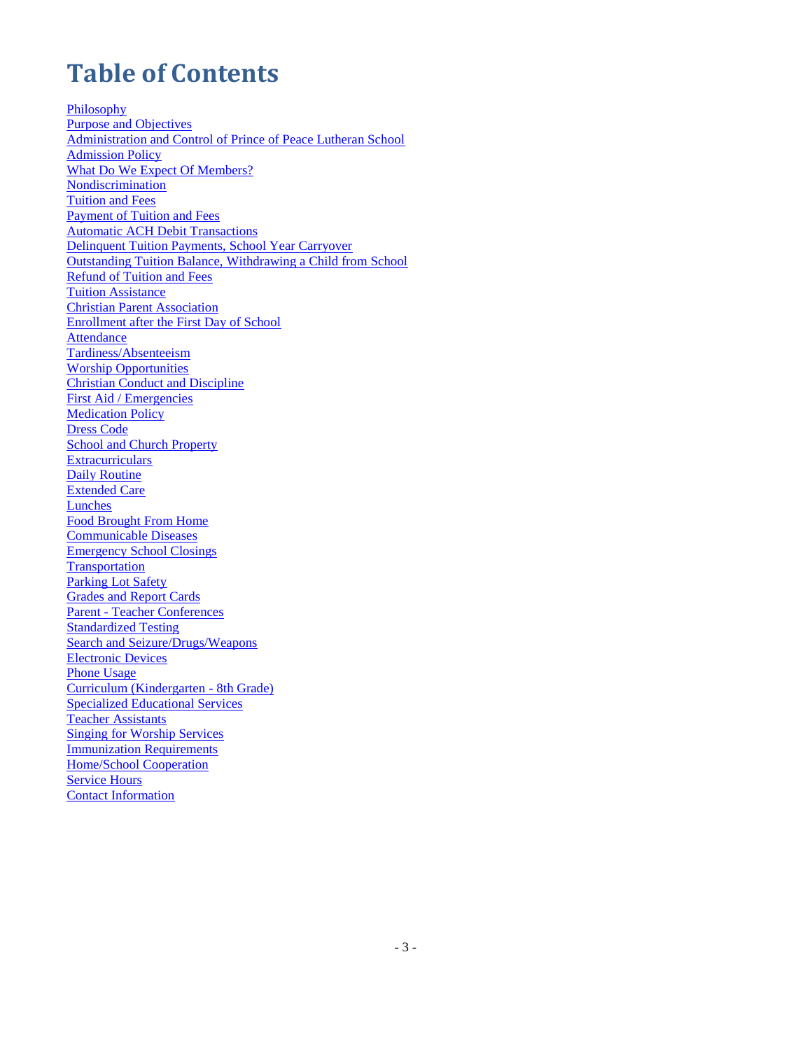# Table of Contents

Philosophy
Purpose and Objectives
Administration and Control of Prince of Peace Lutheran School
Admission Policy
What Do We Expect Of Members?
Nondiscrimination
Tuition and Fees
Payment of Tuition and Fees
Automatic ACH Debit Transactions
Delinquent Tuition Payments, School Year Carryover
Outstanding Tuition Balance, Withdrawing a Child from School
Refund of Tuition and Fees
Tuition Assistance
Christian Parent Association
Enrollment after the First Day of School
Attendance
Tardiness/Absenteeism
Worship Opportunities
Christian Conduct and Discipline
First Aid / Emergencies
Medication Policy
Dress Code
School and Church Property
Extracurriculars
Daily Routine
Extended Care
Lunches
Food Brought From Home
Communicable Diseases
Emergency School Closings
Transportation
Parking Lot Safety
Grades and Report Cards
Parent - Teacher Conferences
Standardized Testing
Search and Seizure/Drugs/Weapons
Electronic Devices
Phone Usage
Curriculum (Kindergarten - 8th Grade)
Specialized Educational Services
Teacher Assistants
Singing for Worship Services
Immunization Requirements
Home/School Cooperation
Service Hours
Contact Information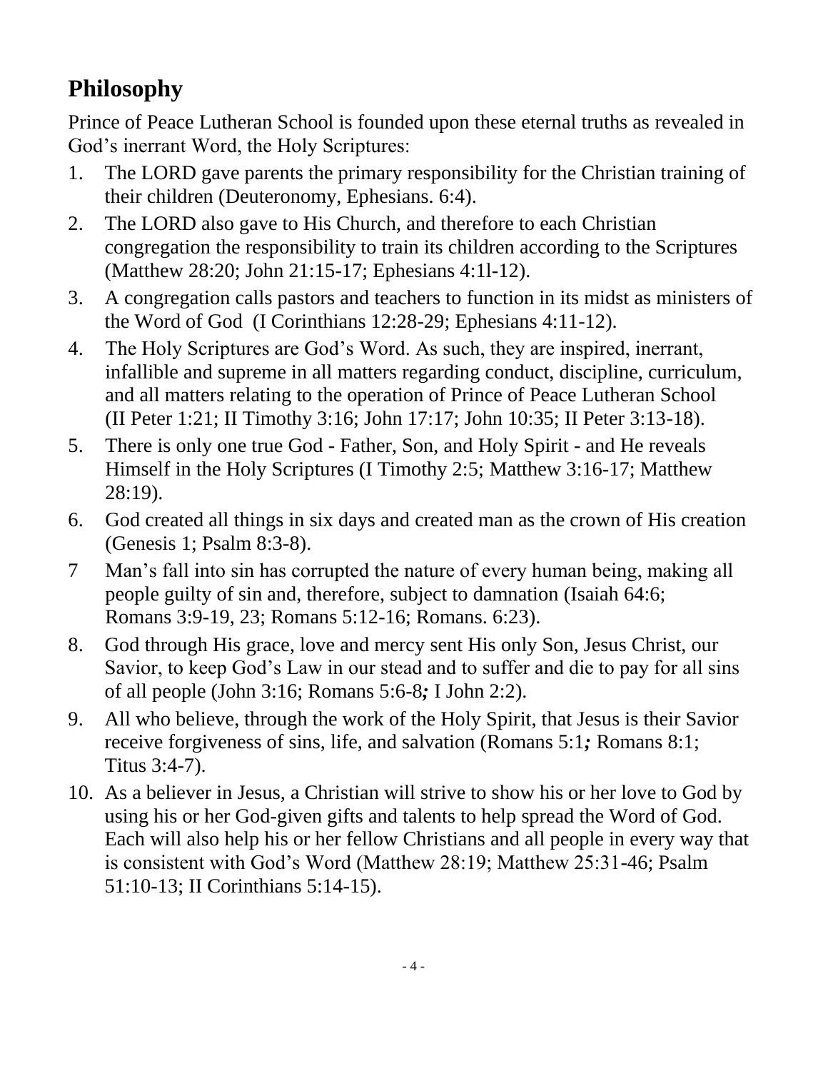## Philosophy

Prince of Peace Lutheran School is founded upon these eternal truths as revealed in God's inerrant Word, the Holy Scriptures:

1. The LORD gave parents the primary responsibility for the Christian training of their children (Deuteronomy, Ephesians. 6:4).
2. The LORD also gave to His Church, and therefore to each Christian congregation the responsibility to train its children according to the Scriptures (Matthew 28:20; John 21:15-17; Ephesians 4:1l-12).
3. A congregation calls pastors and teachers to function in its midst as ministers of the Word of God (I Corinthians 12:28-29; Ephesians 4:11-12).
4. The Holy Scriptures are God's Word. As such, they are inspired, inerrant, infallible and supreme in all matters regarding conduct, discipline, curriculum, and all matters relating to the operation of Prince of Peace Lutheran School (II Peter 1:21; II Timothy 3:16; John 17:17; John 10:35; II Peter 3:13-18).
5. There is only one true God - Father, Son, and Holy Spirit - and He reveals Himself in the Holy Scriptures (I Timothy 2:5; Matthew 3:16-17; Matthew 28:19).
6. God created all things in six days and created man as the crown of His creation (Genesis 1; Psalm 8:3-8).
7. Man's fall into sin has corrupted the nature of every human being, making all people guilty of sin and, therefore, subject to damnation (Isaiah 64:6; Romans 3:9-19, 23; Romans 5:12-16; Romans. 6:23).
8. God through His grace, love and mercy sent His only Son, Jesus Christ, our Savior, to keep God's Law in our stead and to suffer and die to pay for all sins of all people (John 3:16; Romans 5:6-8***;*** I John 2:2).
9. All who believe, through the work of the Holy Spirit, that Jesus is their Savior receive forgiveness of sins, life, and salvation (Romans 5:1***;*** Romans 8:1; Titus 3:4-7).
10. As a believer in Jesus, a Christian will strive to show his or her love to God by using his or her God-given gifts and talents to help spread the Word of God. Each will also help his or her fellow Christians and all people in every way that is consistent with God's Word (Matthew 28:19; Matthew 25:31-46; Psalm 51:10-13; II Corinthians 5:14-15).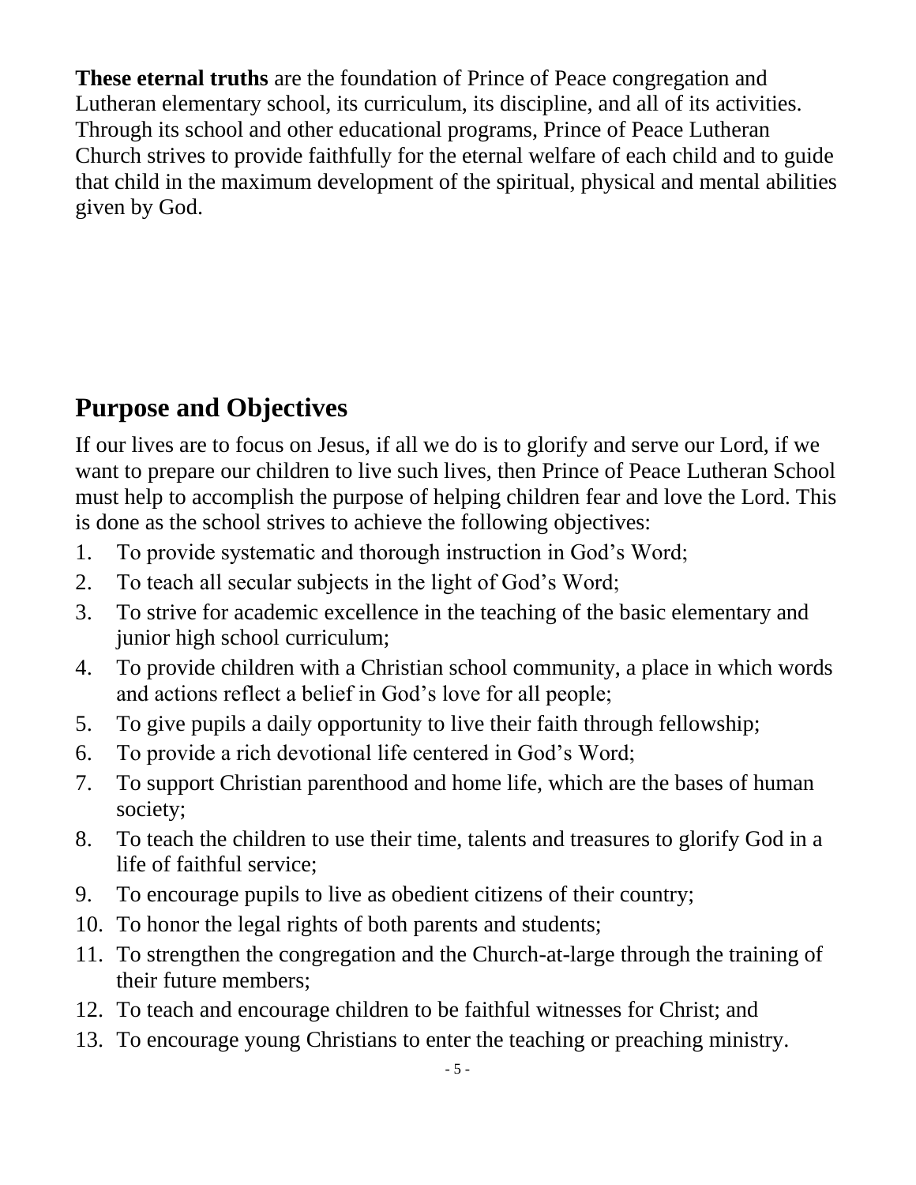**These eternal truths** are the foundation of Prince of Peace congregation and Lutheran elementary school, its curriculum, its discipline, and all of its activities. Through its school and other educational programs, Prince of Peace Lutheran Church strives to provide faithfully for the eternal welfare of each child and to guide that child in the maximum development of the spiritual, physical and mental abilities given by God.

## Purpose and Objectives

If our lives are to focus on Jesus, if all we do is to glorify and serve our Lord, if we want to prepare our children to live such lives, then Prince of Peace Lutheran School must help to accomplish the purpose of helping children fear and love the Lord. This is done as the school strives to achieve the following objectives:

1. To provide systematic and thorough instruction in God's Word;
2. To teach all secular subjects in the light of God's Word;
3. To strive for academic excellence in the teaching of the basic elementary and junior high school curriculum;
4. To provide children with a Christian school community, a place in which words and actions reflect a belief in God's love for all people;
5. To give pupils a daily opportunity to live their faith through fellowship;
6. To provide a rich devotional life centered in God's Word;
7. To support Christian parenthood and home life, which are the bases of human society;
8. To teach the children to use their time, talents and treasures to glorify God in a life of faithful service;
9. To encourage pupils to live as obedient citizens of their country;
10. To honor the legal rights of both parents and students;
11. To strengthen the congregation and the Church-at-large through the training of their future members;
12. To teach and encourage children to be faithful witnesses for Christ; and
13. To encourage young Christians to enter the teaching or preaching ministry.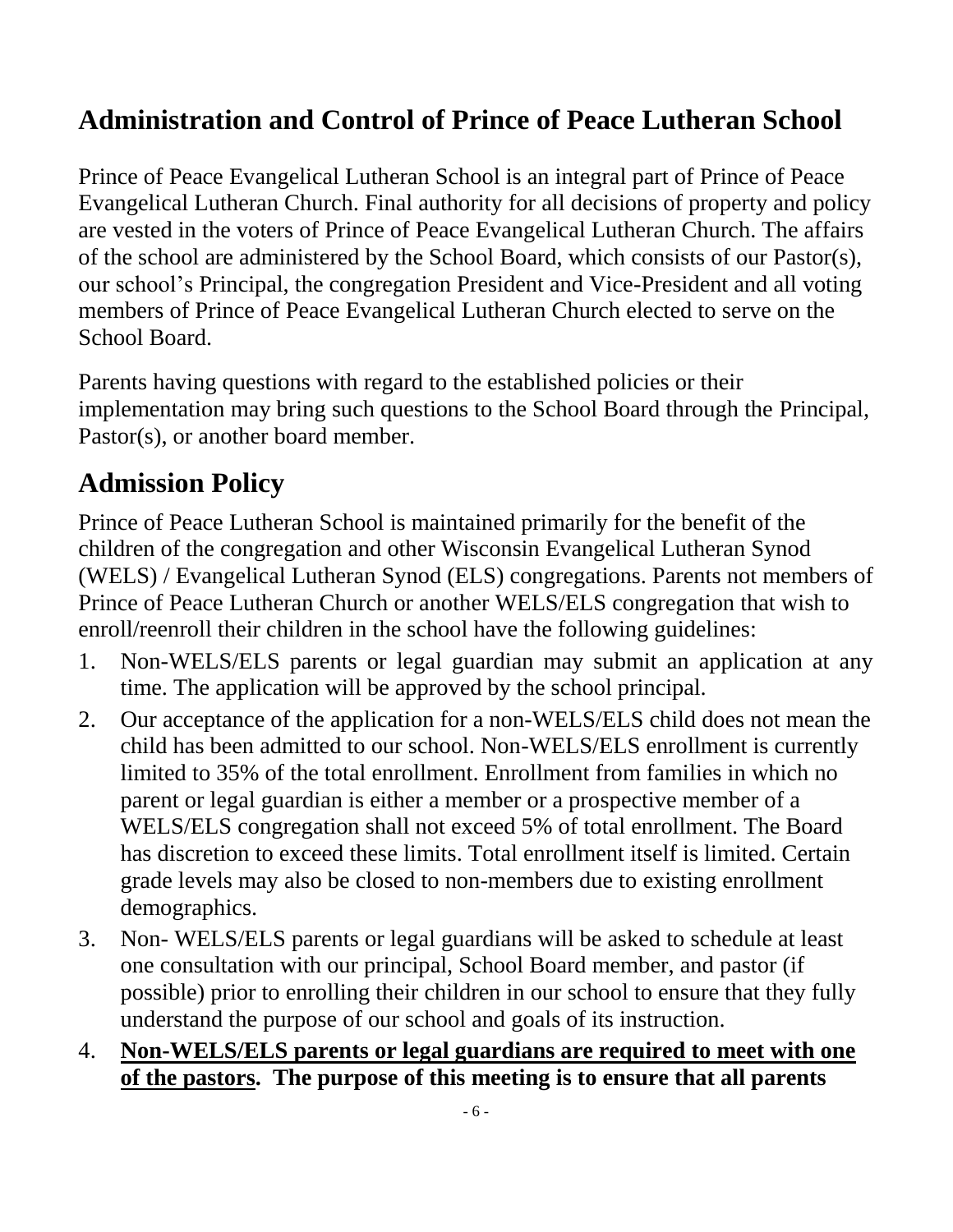## Administration and Control of Prince of Peace Lutheran School

Prince of Peace Evangelical Lutheran School is an integral part of Prince of Peace Evangelical Lutheran Church. Final authority for all decisions of property and policy are vested in the voters of Prince of Peace Evangelical Lutheran Church. The affairs of the school are administered by the School Board, which consists of our Pastor(s), our school's Principal, the congregation President and Vice-President and all voting members of Prince of Peace Evangelical Lutheran Church elected to serve on the School Board.

Parents having questions with regard to the established policies or their implementation may bring such questions to the School Board through the Principal, Pastor(s), or another board member.

## Admission Policy

Prince of Peace Lutheran School is maintained primarily for the benefit of the children of the congregation and other Wisconsin Evangelical Lutheran Synod (WELS) / Evangelical Lutheran Synod (ELS) congregations. Parents not members of Prince of Peace Lutheran Church or another WELS/ELS congregation that wish to enroll/reenroll their children in the school have the following guidelines:

1. Non-WELS/ELS parents or legal guardian may submit an application at any time. The application will be approved by the school principal.
2. Our acceptance of the application for a non-WELS/ELS child does not mean the child has been admitted to our school. Non-WELS/ELS enrollment is currently limited to 35% of the total enrollment. Enrollment from families in which no parent or legal guardian is either a member or a prospective member of a WELS/ELS congregation shall not exceed 5% of total enrollment. The Board has discretion to exceed these limits. Total enrollment itself is limited. Certain grade levels may also be closed to non-members due to existing enrollment demographics.
3. Non- WELS/ELS parents or legal guardians will be asked to schedule at least one consultation with our principal, School Board member, and pastor (if possible) prior to enrolling their children in our school to ensure that they fully understand the purpose of our school and goals of its instruction.
4. **<u>Non-WELS/ELS parents or legal guardians are required to meet with one of the pastors</u>. The purpose of this meeting is to ensure that all parents**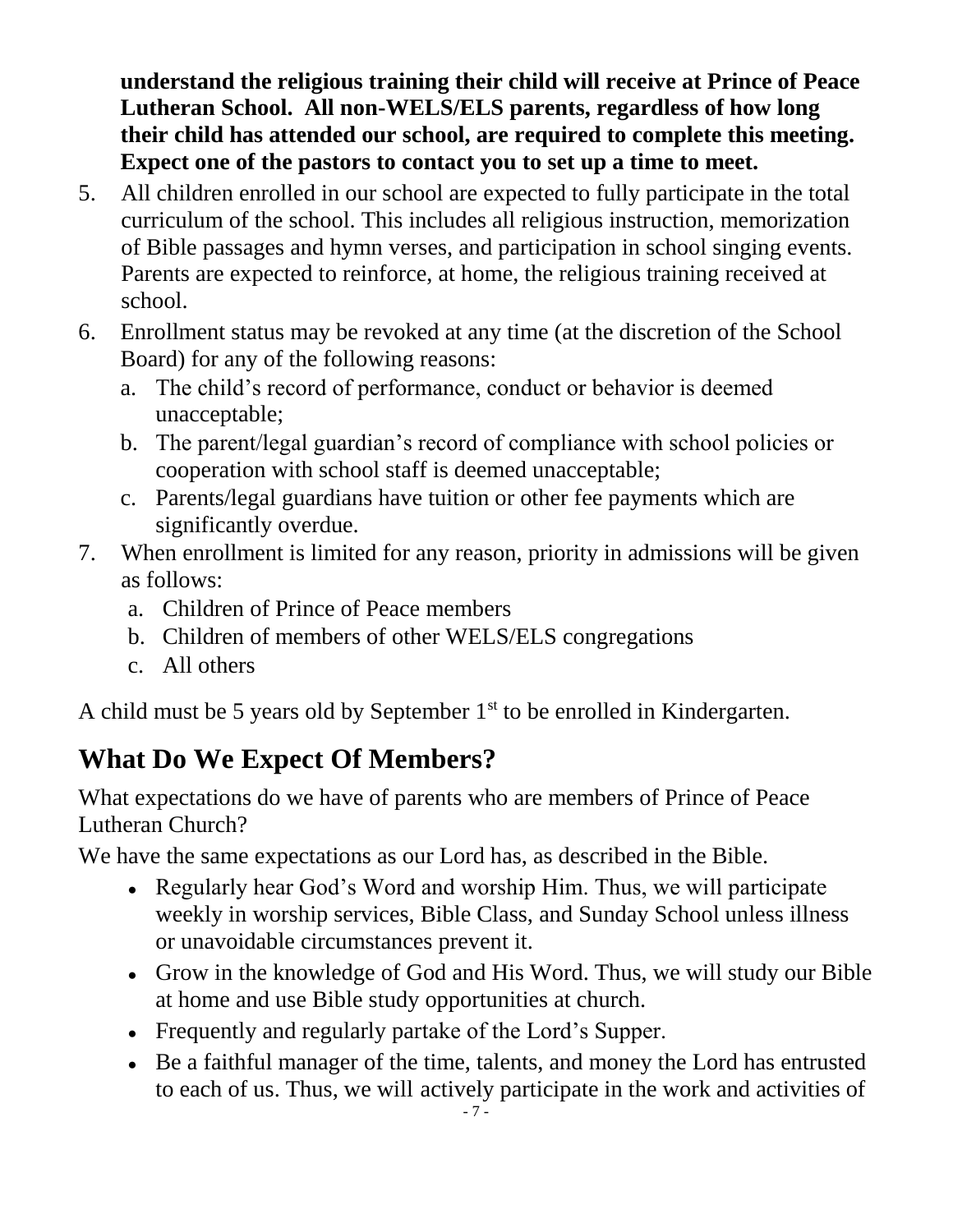**understand the religious training their child will receive at Prince of Peace Lutheran School. All non-WELS/ELS parents, regardless of how long their child has attended our school, are required to complete this meeting. Expect one of the pastors to contact you to set up a time to meet.**

5. All children enrolled in our school are expected to fully participate in the total curriculum of the school. This includes all religious instruction, memorization of Bible passages and hymn verses, and participation in school singing events. Parents are expected to reinforce, at home, the religious training received at school.
6. Enrollment status may be revoked at any time (at the discretion of the School Board) for any of the following reasons:
   a. The child's record of performance, conduct or behavior is deemed unacceptable;
   b. The parent/legal guardian's record of compliance with school policies or cooperation with school staff is deemed unacceptable;
   c. Parents/legal guardians have tuition or other fee payments which are significantly overdue.
7. When enrollment is limited for any reason, priority in admissions will be given as follows:
   a. Children of Prince of Peace members
   b. Children of members of other WELS/ELS congregations
   c. All others

A child must be 5 years old by September 1st to be enrolled in Kindergarten.

## What Do We Expect Of Members?

What expectations do we have of parents who are members of Prince of Peace Lutheran Church?

We have the same expectations as our Lord has, as described in the Bible.

- Regularly hear God's Word and worship Him. Thus, we will participate weekly in worship services, Bible Class, and Sunday School unless illness or unavoidable circumstances prevent it.
- Grow in the knowledge of God and His Word. Thus, we will study our Bible at home and use Bible study opportunities at church.
- Frequently and regularly partake of the Lord's Supper.
- Be a faithful manager of the time, talents, and money the Lord has entrusted to each of us. Thus, we will actively participate in the work and activities of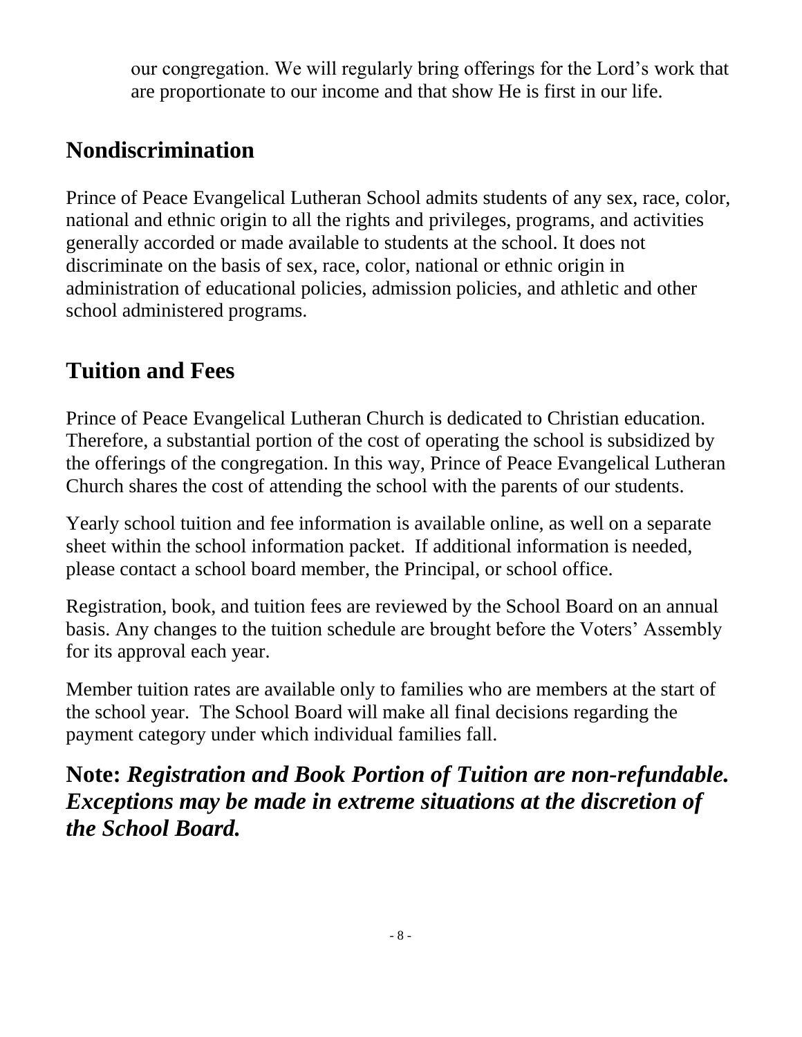our congregation. We will regularly bring offerings for the Lord's work that are proportionate to our income and that show He is first in our life.

## Nondiscrimination

Prince of Peace Evangelical Lutheran School admits students of any sex, race, color, national and ethnic origin to all the rights and privileges, programs, and activities generally accorded or made available to students at the school. It does not discriminate on the basis of sex, race, color, national or ethnic origin in administration of educational policies, admission policies, and athletic and other school administered programs.

## Tuition and Fees

Prince of Peace Evangelical Lutheran Church is dedicated to Christian education. Therefore, a substantial portion of the cost of operating the school is subsidized by the offerings of the congregation. In this way, Prince of Peace Evangelical Lutheran Church shares the cost of attending the school with the parents of our students.

Yearly school tuition and fee information is available online, as well on a separate sheet within the school information packet. If additional information is needed, please contact a school board member, the Principal, or school office.

Registration, book, and tuition fees are reviewed by the School Board on an annual basis. Any changes to the tuition schedule are brought before the Voters' Assembly for its approval each year.

Member tuition rates are available only to families who are members at the start of the school year. The School Board will make all final decisions regarding the payment category under which individual families fall.

**Note:** ***Registration and Book Portion of Tuition are non-refundable. Exceptions may be made in extreme situations at the discretion of the School Board.***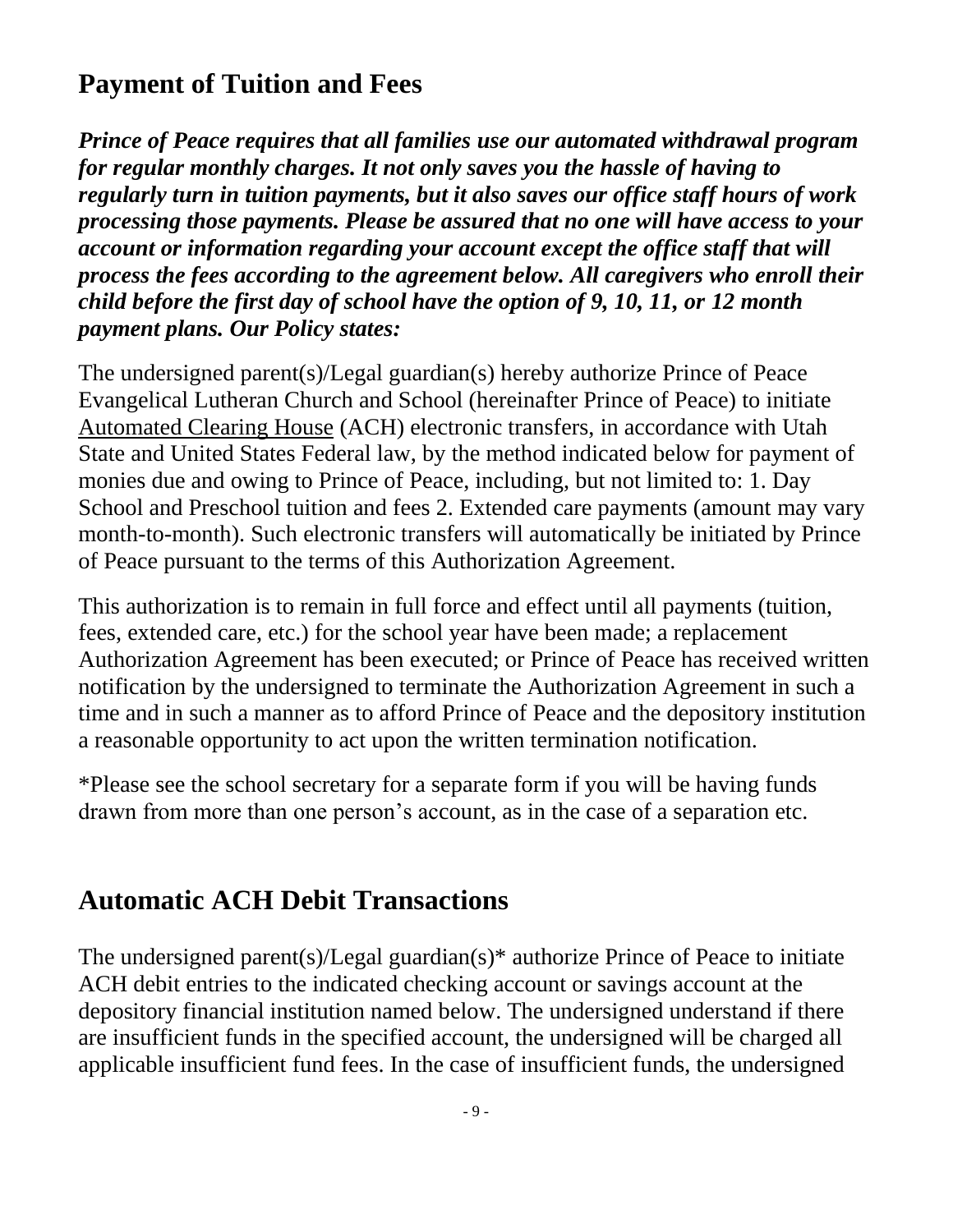## Payment of Tuition and Fees

***Prince of Peace requires that all families use our automated withdrawal program for regular monthly charges. It not only saves you the hassle of having to regularly turn in tuition payments, but it also saves our office staff hours of work processing those payments. Please be assured that no one will have access to your account or information regarding your account except the office staff that will process the fees according to the agreement below. All caregivers who enroll their child before the first day of school have the option of 9, 10, 11, or 12 month payment plans. Our Policy states:***

The undersigned parent(s)/Legal guardian(s) hereby authorize Prince of Peace Evangelical Lutheran Church and School (hereinafter Prince of Peace) to initiate Automated Clearing House (ACH) electronic transfers, in accordance with Utah State and United States Federal law, by the method indicated below for payment of monies due and owing to Prince of Peace, including, but not limited to: 1. Day School and Preschool tuition and fees 2. Extended care payments (amount may vary month-to-month). Such electronic transfers will automatically be initiated by Prince of Peace pursuant to the terms of this Authorization Agreement.

This authorization is to remain in full force and effect until all payments (tuition, fees, extended care, etc.) for the school year have been made; a replacement Authorization Agreement has been executed; or Prince of Peace has received written notification by the undersigned to terminate the Authorization Agreement in such a time and in such a manner as to afford Prince of Peace and the depository institution a reasonable opportunity to act upon the written termination notification.

*Please see the school secretary for a separate form if you will be having funds drawn from more than one person's account, as in the case of a separation etc.

## Automatic ACH Debit Transactions

The undersigned parent(s)/Legal guardian(s)* authorize Prince of Peace to initiate ACH debit entries to the indicated checking account or savings account at the depository financial institution named below. The undersigned understand if there are insufficient funds in the specified account, the undersigned will be charged all applicable insufficient fund fees. In the case of insufficient funds, the undersigned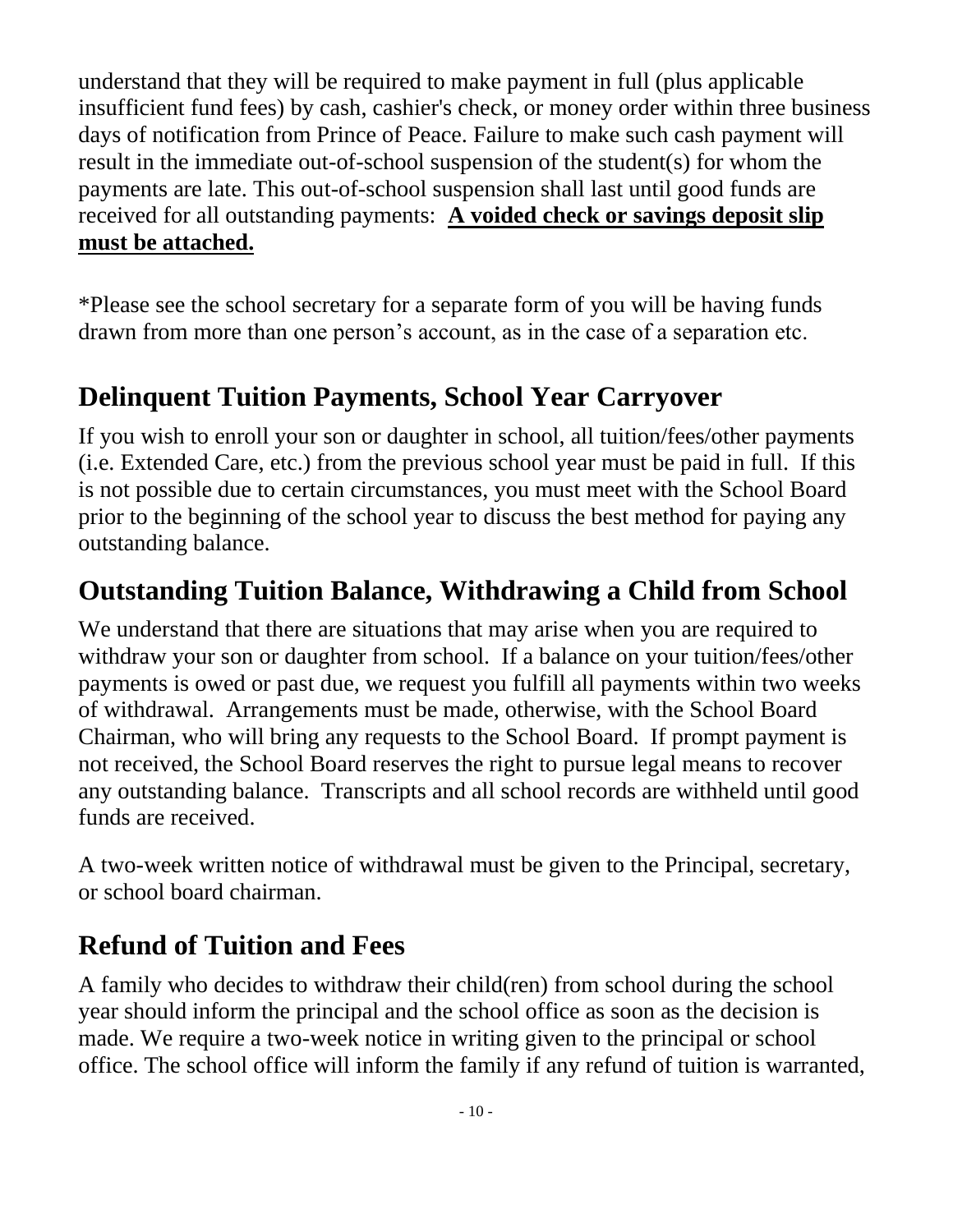understand that they will be required to make payment in full (plus applicable insufficient fund fees) by cash, cashier's check, or money order within three business days of notification from Prince of Peace. Failure to make such cash payment will result in the immediate out-of-school suspension of the student(s) for whom the payments are late. This out-of-school suspension shall last until good funds are received for all outstanding payments: **A voided check or savings deposit slip must be attached.**

*Please see the school secretary for a separate form of you will be having funds drawn from more than one person's account, as in the case of a separation etc.

## Delinquent Tuition Payments, School Year Carryover

If you wish to enroll your son or daughter in school, all tuition/fees/other payments (i.e. Extended Care, etc.) from the previous school year must be paid in full. If this is not possible due to certain circumstances, you must meet with the School Board prior to the beginning of the school year to discuss the best method for paying any outstanding balance.

## Outstanding Tuition Balance, Withdrawing a Child from School

We understand that there are situations that may arise when you are required to withdraw your son or daughter from school. If a balance on your tuition/fees/other payments is owed or past due, we request you fulfill all payments within two weeks of withdrawal. Arrangements must be made, otherwise, with the School Board Chairman, who will bring any requests to the School Board. If prompt payment is not received, the School Board reserves the right to pursue legal means to recover any outstanding balance. Transcripts and all school records are withheld until good funds are received.

A two-week written notice of withdrawal must be given to the Principal, secretary, or school board chairman.

## Refund of Tuition and Fees

A family who decides to withdraw their child(ren) from school during the school year should inform the principal and the school office as soon as the decision is made. We require a two-week notice in writing given to the principal or school office. The school office will inform the family if any refund of tuition is warranted,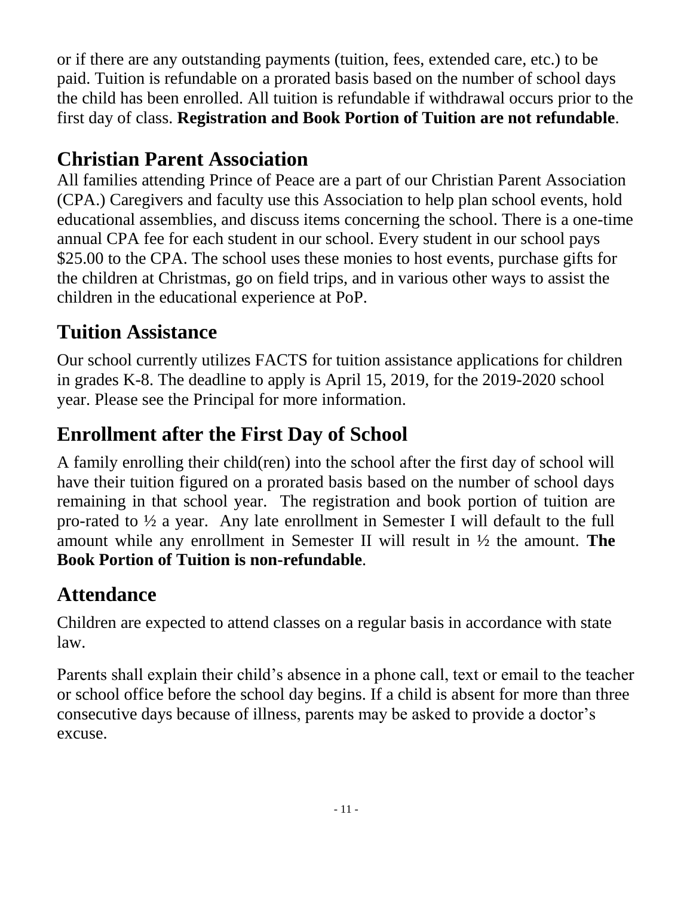or if there are any outstanding payments (tuition, fees, extended care, etc.) to be paid. Tuition is refundable on a prorated basis based on the number of school days the child has been enrolled. All tuition is refundable if withdrawal occurs prior to the first day of class. **Registration and Book Portion of Tuition are not refundable**.

## Christian Parent Association

All families attending Prince of Peace are a part of our Christian Parent Association (CPA.) Caregivers and faculty use this Association to help plan school events, hold educational assemblies, and discuss items concerning the school. There is a one-time annual CPA fee for each student in our school. Every student in our school pays $25.00 to the CPA. The school uses these monies to host events, purchase gifts for the children at Christmas, go on field trips, and in various other ways to assist the children in the educational experience at PoP.

## Tuition Assistance

Our school currently utilizes FACTS for tuition assistance applications for children in grades K-8. The deadline to apply is April 15, 2019, for the 2019-2020 school year. Please see the Principal for more information.

## Enrollment after the First Day of School

A family enrolling their child(ren) into the school after the first day of school will have their tuition figured on a prorated basis based on the number of school days remaining in that school year. The registration and book portion of tuition are pro-rated to ½ a year. Any late enrollment in Semester I will default to the full amount while any enrollment in Semester II will result in ½ the amount. **The Book Portion of Tuition is non-refundable**.

## Attendance

Children are expected to attend classes on a regular basis in accordance with state law.

Parents shall explain their child's absence in a phone call, text or email to the teacher or school office before the school day begins. If a child is absent for more than three consecutive days because of illness, parents may be asked to provide a doctor's excuse.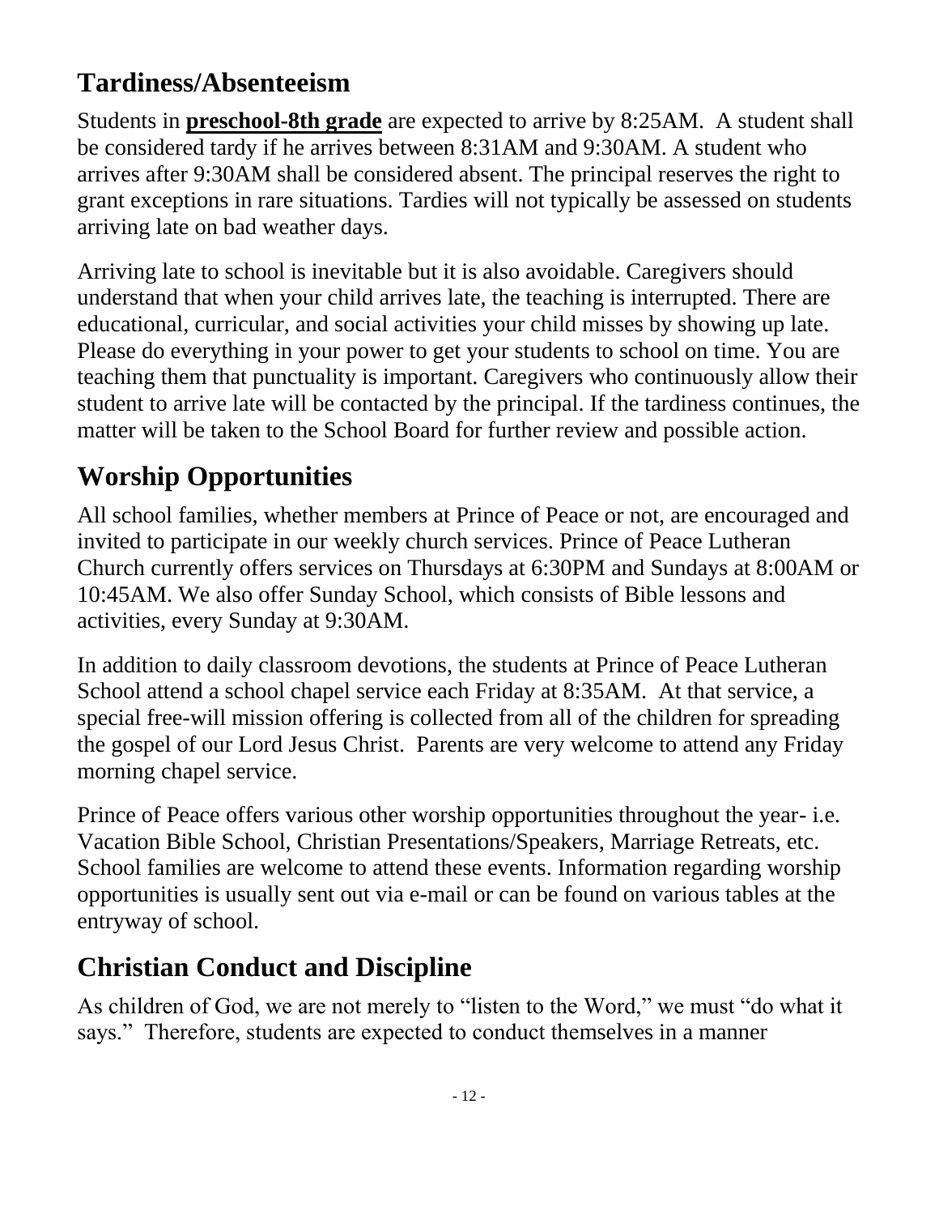## Tardiness/Absenteeism

Students in **preschool-8th grade** are expected to arrive by 8:25AM. A student shall be considered tardy if he arrives between 8:31AM and 9:30AM. A student who arrives after 9:30AM shall be considered absent. The principal reserves the right to grant exceptions in rare situations. Tardies will not typically be assessed on students arriving late on bad weather days.

Arriving late to school is inevitable but it is also avoidable. Caregivers should understand that when your child arrives late, the teaching is interrupted. There are educational, curricular, and social activities your child misses by showing up late. Please do everything in your power to get your students to school on time. You are teaching them that punctuality is important. Caregivers who continuously allow their student to arrive late will be contacted by the principal. If the tardiness continues, the matter will be taken to the School Board for further review and possible action.

## Worship Opportunities

All school families, whether members at Prince of Peace or not, are encouraged and invited to participate in our weekly church services. Prince of Peace Lutheran Church currently offers services on Thursdays at 6:30PM and Sundays at 8:00AM or 10:45AM. We also offer Sunday School, which consists of Bible lessons and activities, every Sunday at 9:30AM.

In addition to daily classroom devotions, the students at Prince of Peace Lutheran School attend a school chapel service each Friday at 8:35AM. At that service, a special free-will mission offering is collected from all of the children for spreading the gospel of our Lord Jesus Christ. Parents are very welcome to attend any Friday morning chapel service.

Prince of Peace offers various other worship opportunities throughout the year- i.e. Vacation Bible School, Christian Presentations/Speakers, Marriage Retreats, etc. School families are welcome to attend these events. Information regarding worship opportunities is usually sent out via e-mail or can be found on various tables at the entryway of school.

## Christian Conduct and Discipline

As children of God, we are not merely to "listen to the Word," we must "do what it says." Therefore, students are expected to conduct themselves in a manner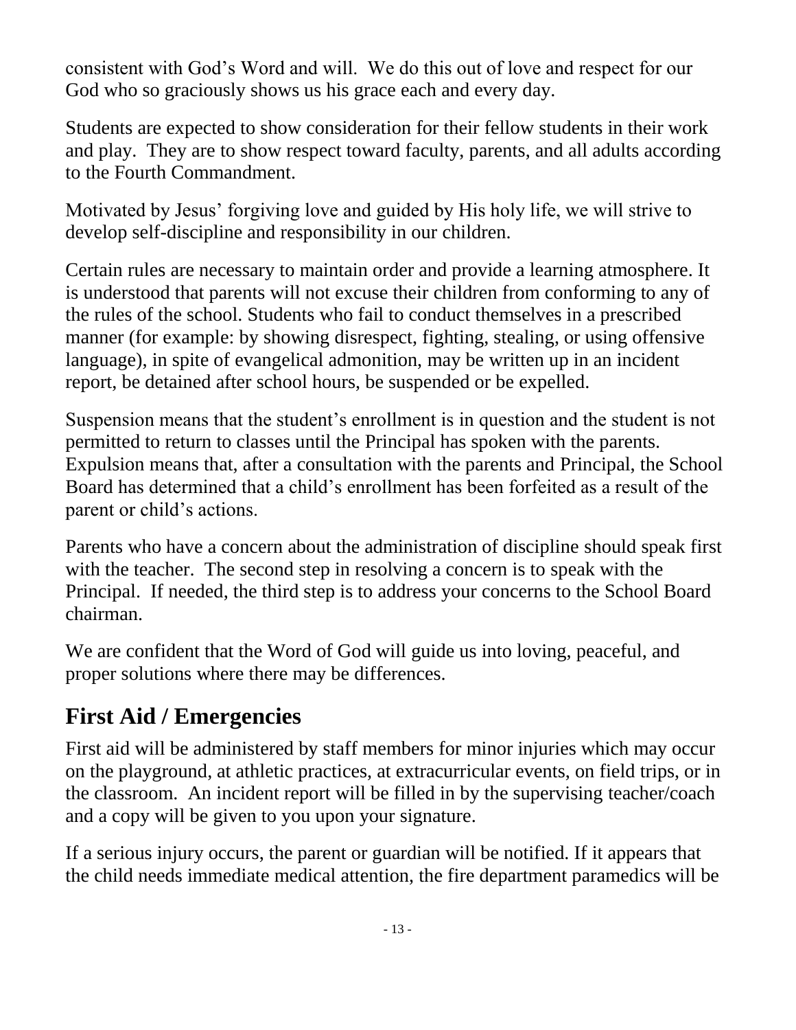consistent with God's Word and will. We do this out of love and respect for our God who so graciously shows us his grace each and every day.

Students are expected to show consideration for their fellow students in their work and play. They are to show respect toward faculty, parents, and all adults according to the Fourth Commandment.

Motivated by Jesus' forgiving love and guided by His holy life, we will strive to develop self-discipline and responsibility in our children.

Certain rules are necessary to maintain order and provide a learning atmosphere. It is understood that parents will not excuse their children from conforming to any of the rules of the school. Students who fail to conduct themselves in a prescribed manner (for example: by showing disrespect, fighting, stealing, or using offensive language), in spite of evangelical admonition, may be written up in an incident report, be detained after school hours, be suspended or be expelled.

Suspension means that the student's enrollment is in question and the student is not permitted to return to classes until the Principal has spoken with the parents. Expulsion means that, after a consultation with the parents and Principal, the School Board has determined that a child's enrollment has been forfeited as a result of the parent or child's actions.

Parents who have a concern about the administration of discipline should speak first with the teacher. The second step in resolving a concern is to speak with the Principal. If needed, the third step is to address your concerns to the School Board chairman.

We are confident that the Word of God will guide us into loving, peaceful, and proper solutions where there may be differences.

## First Aid / Emergencies

First aid will be administered by staff members for minor injuries which may occur on the playground, at athletic practices, at extracurricular events, on field trips, or in the classroom. An incident report will be filled in by the supervising teacher/coach and a copy will be given to you upon your signature.

If a serious injury occurs, the parent or guardian will be notified. If it appears that the child needs immediate medical attention, the fire department paramedics will be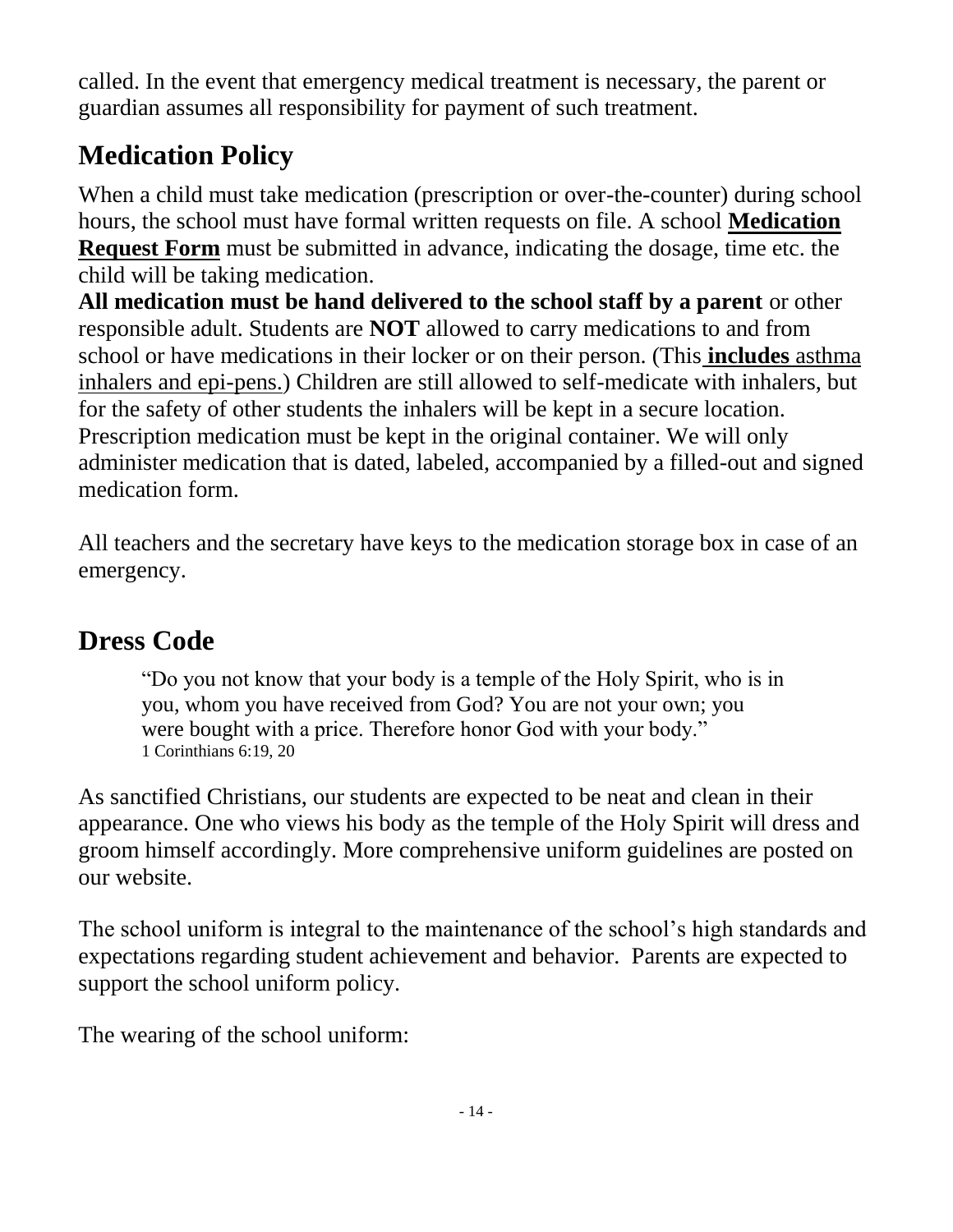called. In the event that emergency medical treatment is necessary, the parent or guardian assumes all responsibility for payment of such treatment.

## Medication Policy

When a child must take medication (prescription or over-the-counter) during school hours, the school must have formal written requests on file. A school **Medication Request Form** must be submitted in advance, indicating the dosage, time etc. the child will be taking medication.

**All medication must be hand delivered to the school staff by a parent** or other responsible adult. Students are **NOT** allowed to carry medications to and from school or have medications in their locker or on their person. (This **includes** asthma inhalers and epi-pens.) Children are still allowed to self-medicate with inhalers, but for the safety of other students the inhalers will be kept in a secure location. Prescription medication must be kept in the original container. We will only administer medication that is dated, labeled, accompanied by a filled-out and signed medication form.

All teachers and the secretary have keys to the medication storage box in case of an emergency.

## Dress Code

> "Do you not know that your body is a temple of the Holy Spirit, who is in you, whom you have received from God? You are not your own; you were bought with a price. Therefore honor God with your body."
> 1 Corinthians 6:19, 20

As sanctified Christians, our students are expected to be neat and clean in their appearance. One who views his body as the temple of the Holy Spirit will dress and groom himself accordingly. More comprehensive uniform guidelines are posted on our website.

The school uniform is integral to the maintenance of the school's high standards and expectations regarding student achievement and behavior. Parents are expected to support the school uniform policy.

The wearing of the school uniform: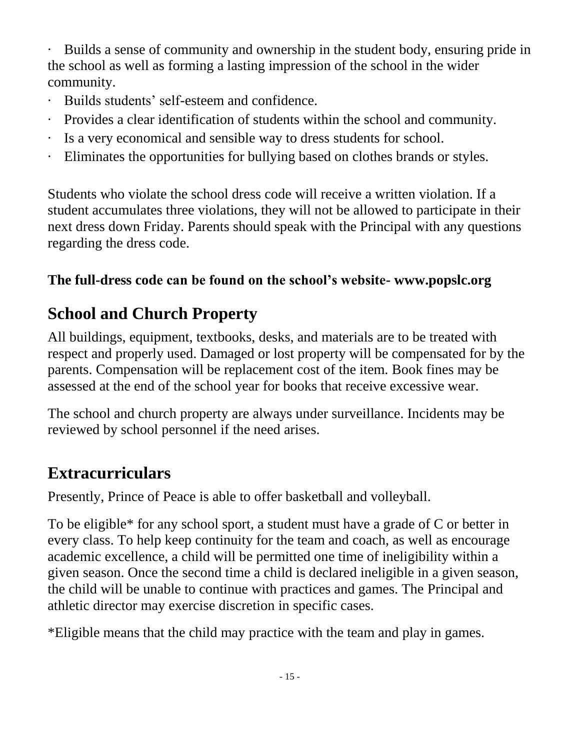- Builds a sense of community and ownership in the student body, ensuring pride in the school as well as forming a lasting impression of the school in the wider community.
- Builds students' self-esteem and confidence.
- Provides a clear identification of students within the school and community.
- Is a very economical and sensible way to dress students for school.
- Eliminates the opportunities for bullying based on clothes brands or styles.

Students who violate the school dress code will receive a written violation. If a student accumulates three violations, they will not be allowed to participate in their next dress down Friday. Parents should speak with the Principal with any questions regarding the dress code.

**The full-dress code can be found on the school's website- www.popslc.org**

## School and Church Property

All buildings, equipment, textbooks, desks, and materials are to be treated with respect and properly used. Damaged or lost property will be compensated for by the parents. Compensation will be replacement cost of the item. Book fines may be assessed at the end of the school year for books that receive excessive wear.

The school and church property are always under surveillance. Incidents may be reviewed by school personnel if the need arises.

## Extracurriculars

Presently, Prince of Peace is able to offer basketball and volleyball.

To be eligible* for any school sport, a student must have a grade of C or better in every class. To help keep continuity for the team and coach, as well as encourage academic excellence, a child will be permitted one time of ineligibility within a given season. Once the second time a child is declared ineligible in a given season, the child will be unable to continue with practices and games. The Principal and athletic director may exercise discretion in specific cases.

*Eligible means that the child may practice with the team and play in games.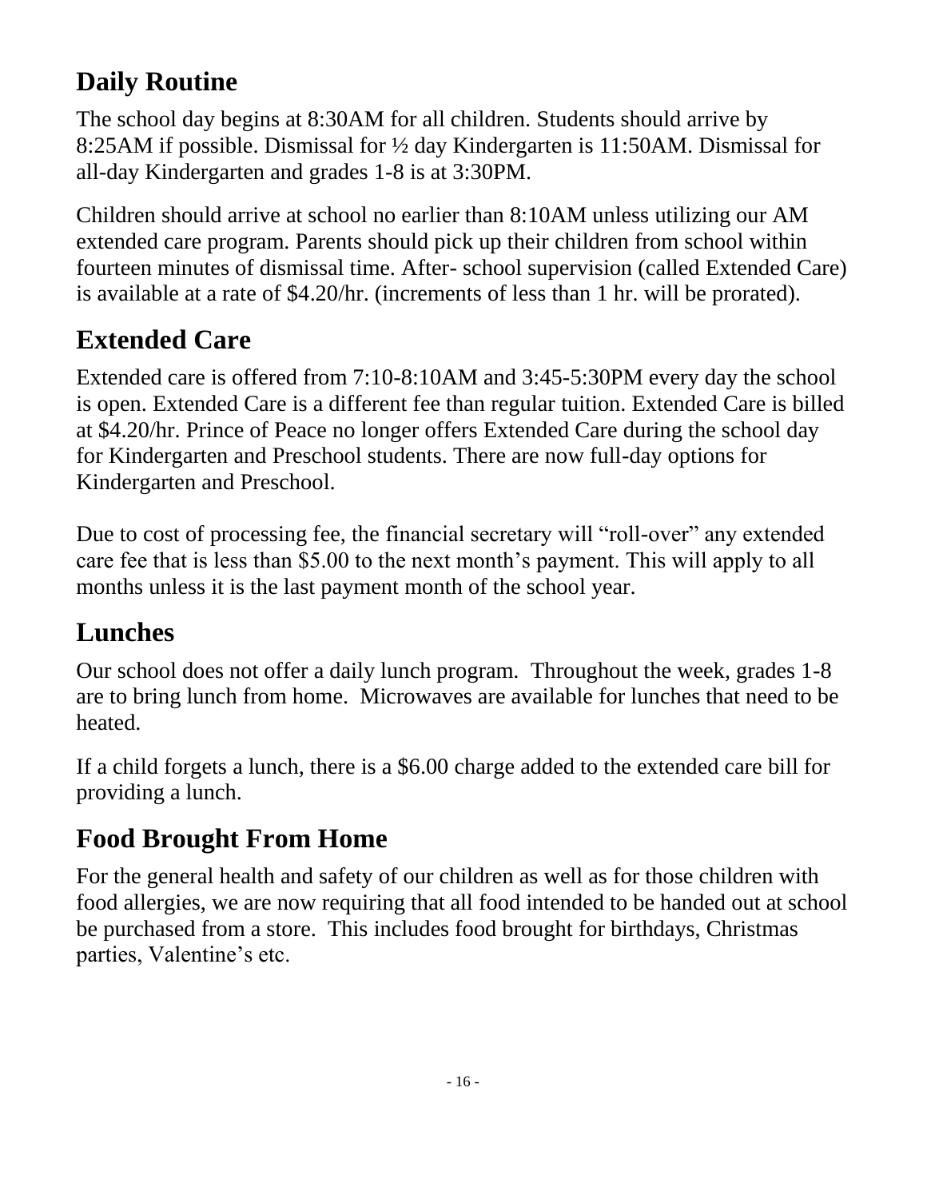## Daily Routine

The school day begins at 8:30AM for all children. Students should arrive by 8:25AM if possible. Dismissal for ½ day Kindergarten is 11:50AM. Dismissal for all-day Kindergarten and grades 1-8 is at 3:30PM.

Children should arrive at school no earlier than 8:10AM unless utilizing our AM extended care program. Parents should pick up their children from school within fourteen minutes of dismissal time. After- school supervision (called Extended Care) is available at a rate of $4.20/hr. (increments of less than 1 hr. will be prorated).

## Extended Care

Extended care is offered from 7:10-8:10AM and 3:45-5:30PM every day the school is open. Extended Care is a different fee than regular tuition. Extended Care is billed at $4.20/hr. Prince of Peace no longer offers Extended Care during the school day for Kindergarten and Preschool students. There are now full-day options for Kindergarten and Preschool.

Due to cost of processing fee, the financial secretary will "roll-over" any extended care fee that is less than $5.00 to the next month's payment. This will apply to all months unless it is the last payment month of the school year.

## Lunches

Our school does not offer a daily lunch program. Throughout the week, grades 1-8 are to bring lunch from home. Microwaves are available for lunches that need to be heated.

If a child forgets a lunch, there is a $6.00 charge added to the extended care bill for providing a lunch.

## Food Brought From Home

For the general health and safety of our children as well as for those children with food allergies, we are now requiring that all food intended to be handed out at school be purchased from a store. This includes food brought for birthdays, Christmas parties, Valentine's etc.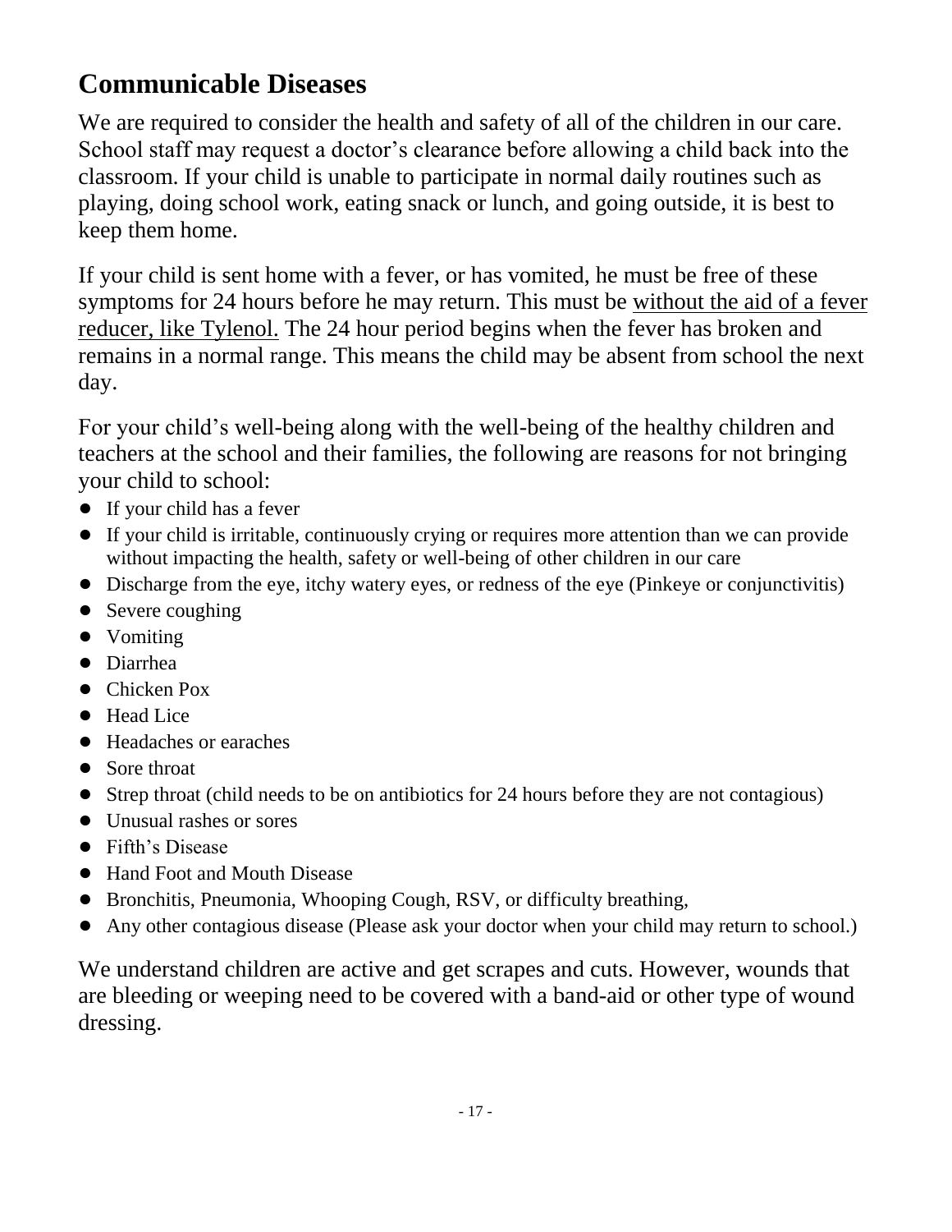## Communicable Diseases

We are required to consider the health and safety of all of the children in our care. School staff may request a doctor's clearance before allowing a child back into the classroom. If your child is unable to participate in normal daily routines such as playing, doing school work, eating snack or lunch, and going outside, it is best to keep them home.

If your child is sent home with a fever, or has vomited, he must be free of these symptoms for 24 hours before he may return. This must be <u>without the aid of a fever reducer, like Tylenol.</u> The 24 hour period begins when the fever has broken and remains in a normal range. This means the child may be absent from school the next day.

For your child's well-being along with the well-being of the healthy children and teachers at the school and their families, the following are reasons for not bringing your child to school:

- If your child has a fever
- If your child is irritable, continuously crying or requires more attention than we can provide without impacting the health, safety or well-being of other children in our care
- Discharge from the eye, itchy watery eyes, or redness of the eye (Pinkeye or conjunctivitis)
- Severe coughing
- Vomiting
- Diarrhea
- Chicken Pox
- Head Lice
- Headaches or earaches
- Sore throat
- Strep throat (child needs to be on antibiotics for 24 hours before they are not contagious)
- Unusual rashes or sores
- Fifth's Disease
- Hand Foot and Mouth Disease
- Bronchitis, Pneumonia, Whooping Cough, RSV, or difficulty breathing,
- Any other contagious disease (Please ask your doctor when your child may return to school.)

We understand children are active and get scrapes and cuts. However, wounds that are bleeding or weeping need to be covered with a band-aid or other type of wound dressing.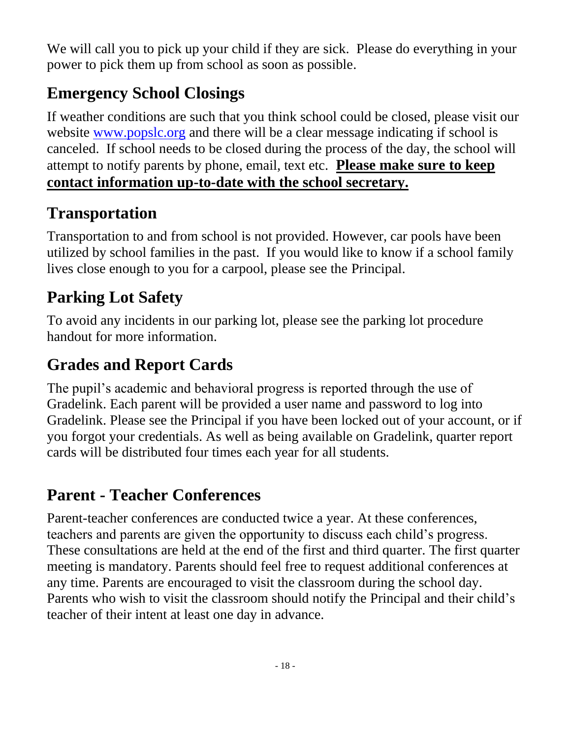We will call you to pick up your child if they are sick. Please do everything in your power to pick them up from school as soon as possible.

## Emergency School Closings

If weather conditions are such that you think school could be closed, please visit our website [www.popslc.org](http://www.popslc.org) and there will be a clear message indicating if school is canceled. If school needs to be closed during the process of the day, the school will attempt to notify parents by phone, email, text etc. **Please make sure to keep contact information up-to-date with the school secretary.**

## Transportation

Transportation to and from school is not provided. However, car pools have been utilized by school families in the past. If you would like to know if a school family lives close enough to you for a carpool, please see the Principal.

## Parking Lot Safety

To avoid any incidents in our parking lot, please see the parking lot procedure handout for more information.

## Grades and Report Cards

The pupil's academic and behavioral progress is reported through the use of Gradelink. Each parent will be provided a user name and password to log into Gradelink. Please see the Principal if you have been locked out of your account, or if you forgot your credentials. As well as being available on Gradelink, quarter report cards will be distributed four times each year for all students.

## Parent - Teacher Conferences

Parent-teacher conferences are conducted twice a year. At these conferences, teachers and parents are given the opportunity to discuss each child's progress. These consultations are held at the end of the first and third quarter. The first quarter meeting is mandatory. Parents should feel free to request additional conferences at any time. Parents are encouraged to visit the classroom during the school day. Parents who wish to visit the classroom should notify the Principal and their child's teacher of their intent at least one day in advance.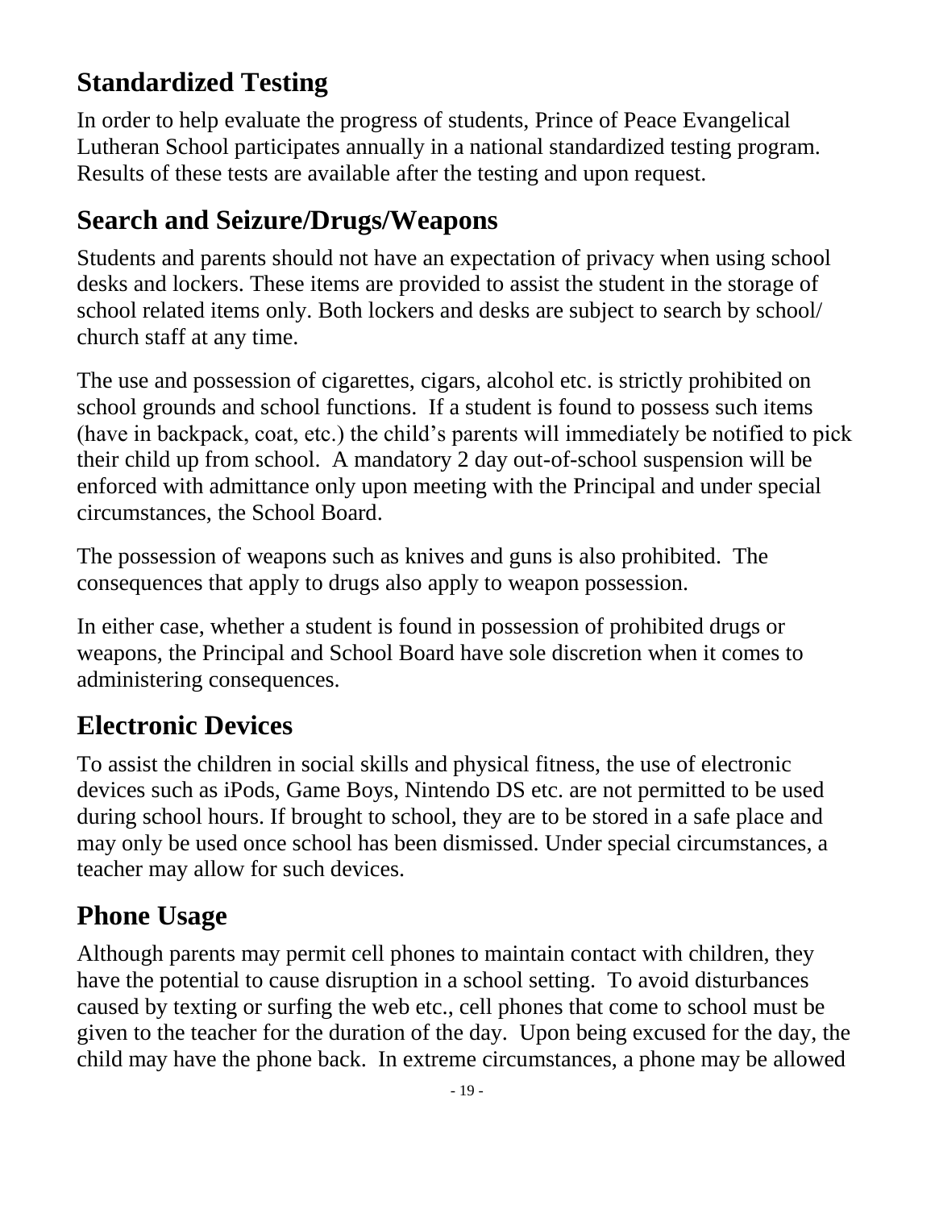## Standardized Testing

In order to help evaluate the progress of students, Prince of Peace Evangelical Lutheran School participates annually in a national standardized testing program. Results of these tests are available after the testing and upon request.

## Search and Seizure/Drugs/Weapons

Students and parents should not have an expectation of privacy when using school desks and lockers. These items are provided to assist the student in the storage of school related items only. Both lockers and desks are subject to search by school/ church staff at any time.

The use and possession of cigarettes, cigars, alcohol etc. is strictly prohibited on school grounds and school functions. If a student is found to possess such items (have in backpack, coat, etc.) the child's parents will immediately be notified to pick their child up from school. A mandatory 2 day out-of-school suspension will be enforced with admittance only upon meeting with the Principal and under special circumstances, the School Board.

The possession of weapons such as knives and guns is also prohibited. The consequences that apply to drugs also apply to weapon possession.

In either case, whether a student is found in possession of prohibited drugs or weapons, the Principal and School Board have sole discretion when it comes to administering consequences.

## Electronic Devices

To assist the children in social skills and physical fitness, the use of electronic devices such as iPods, Game Boys, Nintendo DS etc. are not permitted to be used during school hours. If brought to school, they are to be stored in a safe place and may only be used once school has been dismissed. Under special circumstances, a teacher may allow for such devices.

## Phone Usage

Although parents may permit cell phones to maintain contact with children, they have the potential to cause disruption in a school setting. To avoid disturbances caused by texting or surfing the web etc., cell phones that come to school must be given to the teacher for the duration of the day. Upon being excused for the day, the child may have the phone back. In extreme circumstances, a phone may be allowed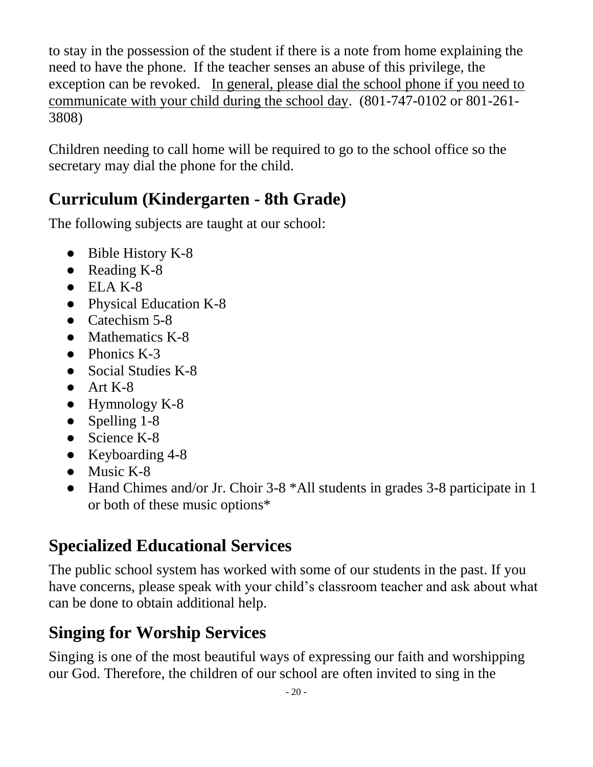to stay in the possession of the student if there is a note from home explaining the need to have the phone. If the teacher senses an abuse of this privilege, the exception can be revoked. In general, please dial the school phone if you need to communicate with your child during the school day. (801-747-0102 or 801-261-3808)

Children needing to call home will be required to go to the school office so the secretary may dial the phone for the child.

## Curriculum (Kindergarten - 8th Grade)

The following subjects are taught at our school:

- Bible History K-8
- Reading K-8
- ELA K-8
- Physical Education K-8
- Catechism 5-8
- Mathematics K-8
- Phonics K-3
- Social Studies K-8
- Art K-8
- Hymnology K-8
- Spelling 1-8
- Science K-8
- Keyboarding 4-8
- Music K-8
- Hand Chimes and/or Jr. Choir 3-8 *All students in grades 3-8 participate in 1 or both of these music options*

## Specialized Educational Services

The public school system has worked with some of our students in the past. If you have concerns, please speak with your child's classroom teacher and ask about what can be done to obtain additional help.

## Singing for Worship Services

Singing is one of the most beautiful ways of expressing our faith and worshipping our God. Therefore, the children of our school are often invited to sing in the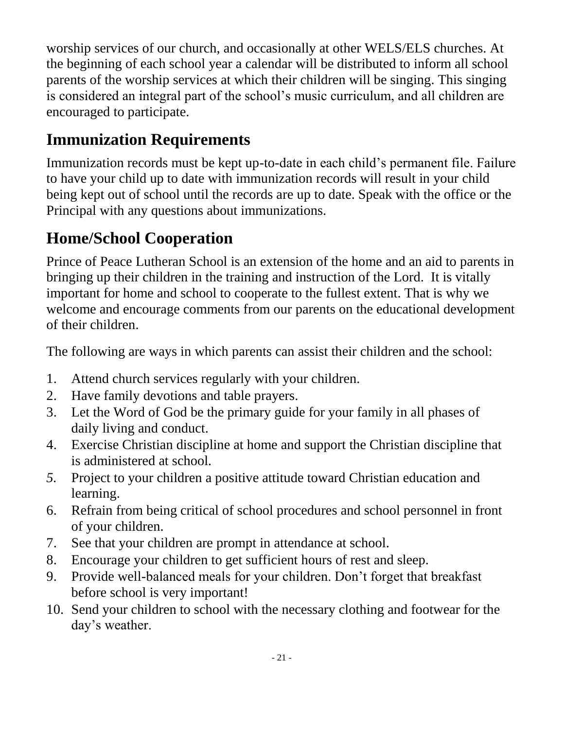worship services of our church, and occasionally at other WELS/ELS churches. At the beginning of each school year a calendar will be distributed to inform all school parents of the worship services at which their children will be singing. This singing is considered an integral part of the school's music curriculum, and all children are encouraged to participate.

## Immunization Requirements

Immunization records must be kept up-to-date in each child's permanent file. Failure to have your child up to date with immunization records will result in your child being kept out of school until the records are up to date. Speak with the office or the Principal with any questions about immunizations.

## Home/School Cooperation

Prince of Peace Lutheran School is an extension of the home and an aid to parents in bringing up their children in the training and instruction of the Lord. It is vitally important for home and school to cooperate to the fullest extent. That is why we welcome and encourage comments from our parents on the educational development of their children.

The following are ways in which parents can assist their children and the school:

1. Attend church services regularly with your children.
2. Have family devotions and table prayers.
3. Let the Word of God be the primary guide for your family in all phases of daily living and conduct.
4. Exercise Christian discipline at home and support the Christian discipline that is administered at school.
5. Project to your children a positive attitude toward Christian education and learning.
6. Refrain from being critical of school procedures and school personnel in front of your children.
7. See that your children are prompt in attendance at school.
8. Encourage your children to get sufficient hours of rest and sleep.
9. Provide well-balanced meals for your children. Don't forget that breakfast before school is very important!
10. Send your children to school with the necessary clothing and footwear for the day's weather.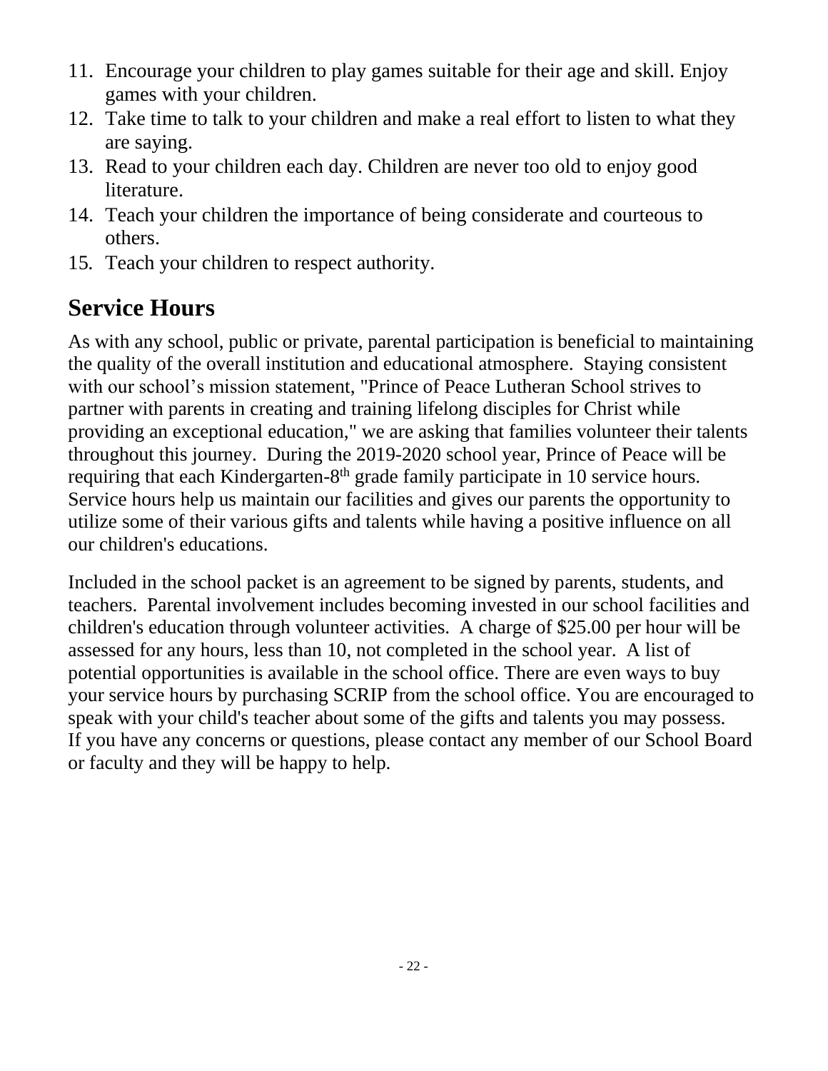11. Encourage your children to play games suitable for their age and skill. Enjoy games with your children.
12. Take time to talk to your children and make a real effort to listen to what they are saying.
13. Read to your children each day. Children are never too old to enjoy good literature.
14. Teach your children the importance of being considerate and courteous to others.
15. Teach your children to respect authority.

## Service Hours

As with any school, public or private, parental participation is beneficial to maintaining the quality of the overall institution and educational atmosphere. Staying consistent with our school's mission statement, "Prince of Peace Lutheran School strives to partner with parents in creating and training lifelong disciples for Christ while providing an exceptional education," we are asking that families volunteer their talents throughout this journey. During the 2019-2020 school year, Prince of Peace will be requiring that each Kindergarten-8th grade family participate in 10 service hours. Service hours help us maintain our facilities and gives our parents the opportunity to utilize some of their various gifts and talents while having a positive influence on all our children's educations.

Included in the school packet is an agreement to be signed by parents, students, and teachers. Parental involvement includes becoming invested in our school facilities and children's education through volunteer activities. A charge of $25.00 per hour will be assessed for any hours, less than 10, not completed in the school year. A list of potential opportunities is available in the school office. There are even ways to buy your service hours by purchasing SCRIP from the school office. You are encouraged to speak with your child's teacher about some of the gifts and talents you may possess. If you have any concerns or questions, please contact any member of our School Board or faculty and they will be happy to help.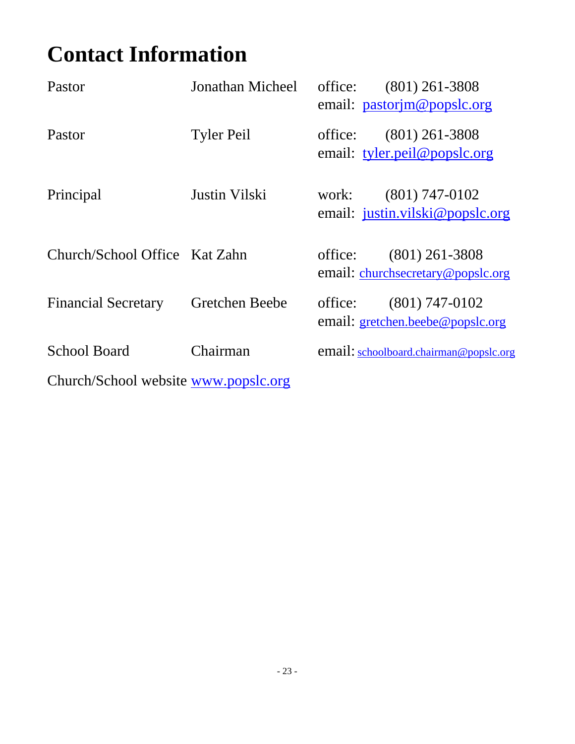# Contact Information

| | | |
|---|---|---|
| Pastor | Jonathan Micheel | office: (801) 261-3808<br>email: pastorjm@popslc.org |
| Pastor | Tyler Peil | office: (801) 261-3808<br>email: tyler.peil@popslc.org |
| Principal | Justin Vilski | work: (801) 747-0102<br>email: justin.vilski@popslc.org |
| Church/School Office | Kat Zahn | office: (801) 261-3808<br>email: churchsecretary@popslc.org |
| Financial Secretary | Gretchen Beebe | office: (801) 747-0102<br>email: gretchen.beebe@popslc.org |
| School Board | Chairman | email: schoolboard.chairman@popslc.org |

Church/School website www.popslc.org